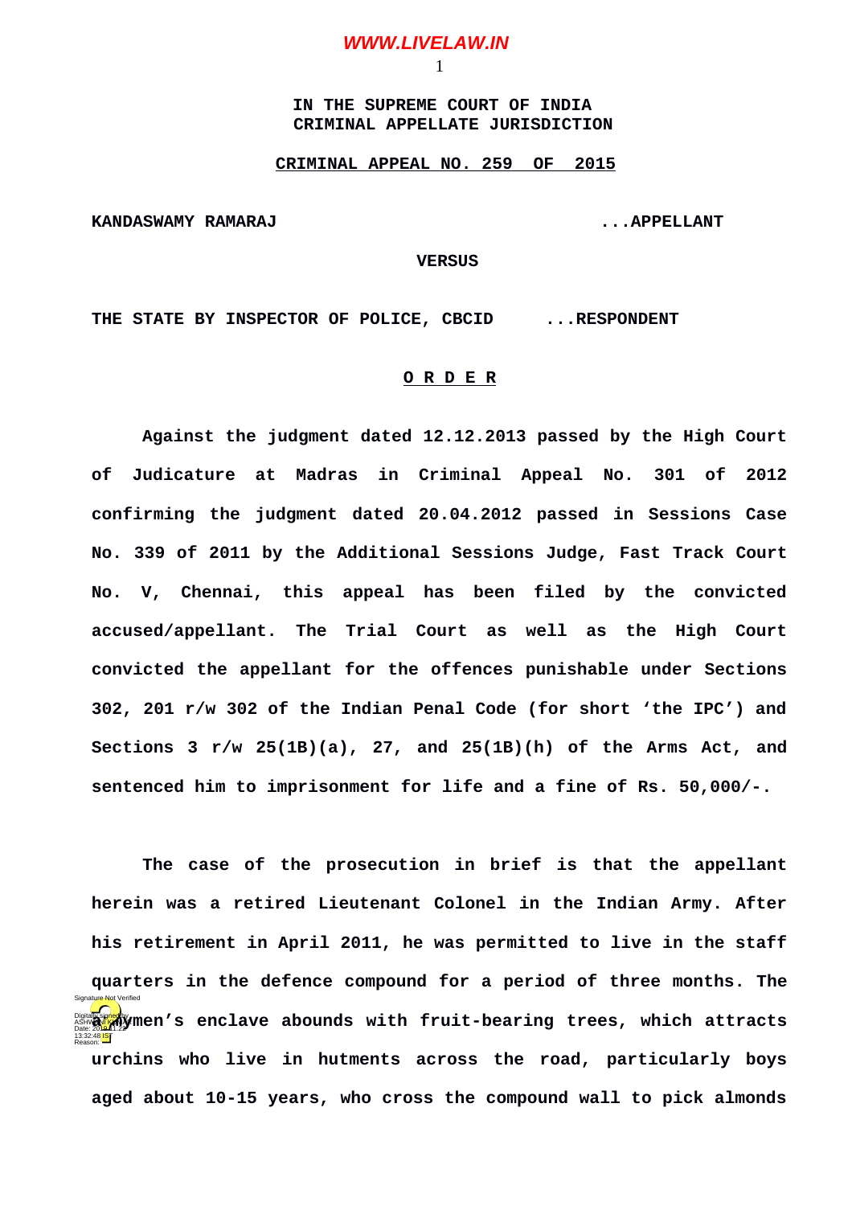IN THE SUPREME COURT OF INDIA
CRIMINAL APPELLATE JURISDICTION

**CRIMINAL APPEAL NO. 259 OF 2015**

**KANDASWAMY RAMARAJ** ...APPELLANT

**VERSUS**

**THE STATE BY INSPECTOR OF POLICE, CBCID** ...RESPONDENT

**O R D E R**

Against the judgment dated 12.12.2013 passed by the High Court of Judicature at Madras in Criminal Appeal No. 301 of 2012 confirming the judgment dated 20.04.2012 passed in Sessions Case No. 339 of 2011 by the Additional Sessions Judge, Fast Track Court No. V, Chennai, this appeal has been filed by the convicted accused/appellant. The Trial Court as well as the High Court convicted the appellant for the offences punishable under Sections 302, 201 r/w 302 of the Indian Penal Code (for short 'the IPC') and Sections 3 r/w 25(1B)(a), 27, and 25(1B)(h) of the Arms Act, and sentenced him to imprisonment for life and a fine of Rs. 50,000/-.

The case of the prosecution in brief is that the appellant herein was a retired Lieutenant Colonel in the Indian Army. After his retirement in April 2011, he was permitted to live in the staff quarters in the defence compound for a period of three months. The armymen's enclave abounds with fruit-bearing trees, which attracts urchins who live in hutments across the road, particularly boys aged about 10-15 years, who cross the compound wall to pick almonds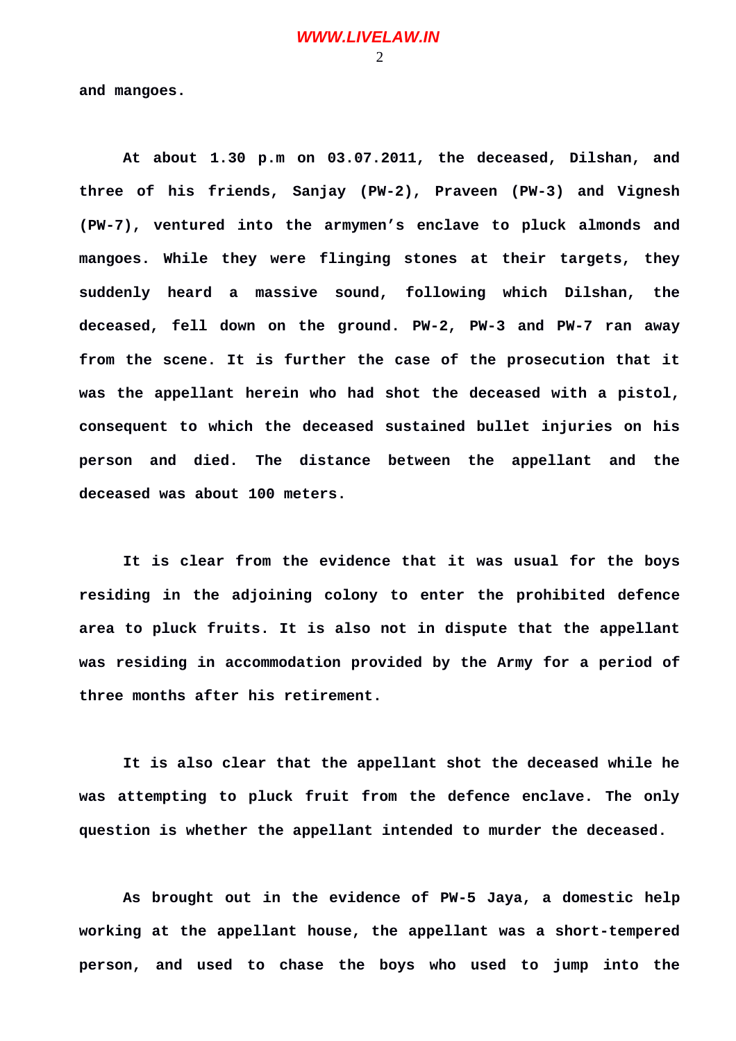**and mangoes.**

**At about 1.30 p.m on 03.07.2011, the deceased, Dilshan, and three of his friends, Sanjay (PW-2), Praveen (PW-3) and Vignesh (PW-7), ventured into the armymen's enclave to pluck almonds and mangoes. While they were flinging stones at their targets, they suddenly heard a massive sound, following which Dilshan, the deceased, fell down on the ground. PW-2, PW-3 and PW-7 ran away from the scene. It is further the case of the prosecution that it was the appellant herein who had shot the deceased with a pistol, consequent to which the deceased sustained bullet injuries on his person and died. The distance between the appellant and the deceased was about 100 meters.**

**It is clear from the evidence that it was usual for the boys residing in the adjoining colony to enter the prohibited defence area to pluck fruits. It is also not in dispute that the appellant was residing in accommodation provided by the Army for a period of three months after his retirement.**

**It is also clear that the appellant shot the deceased while he was attempting to pluck fruit from the defence enclave. The only question is whether the appellant intended to murder the deceased.**

**As brought out in the evidence of PW-5 Jaya, a domestic help working at the appellant house, the appellant was a short-tempered person, and used to chase the boys who used to jump into the**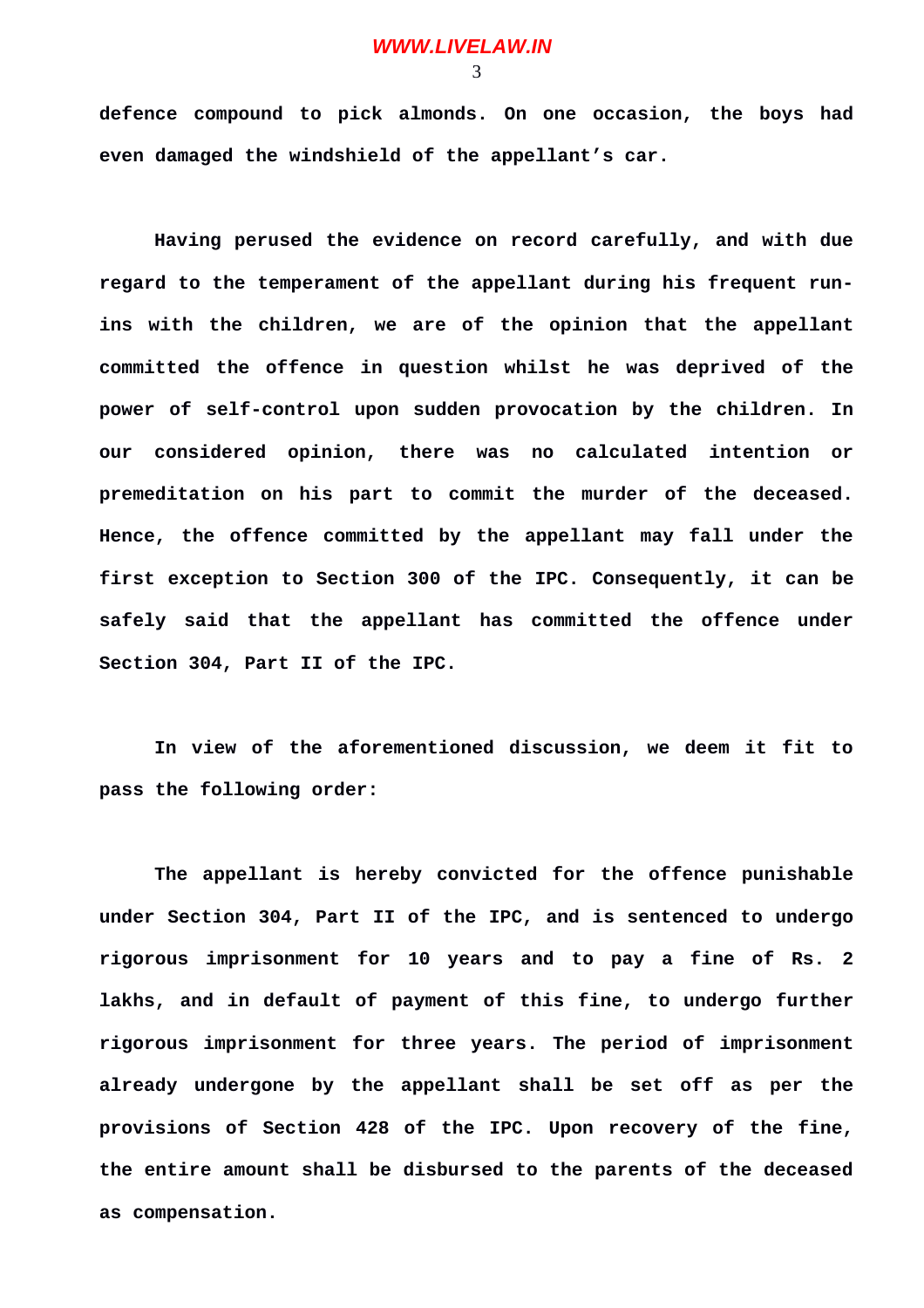**defence compound to pick almonds. On one occasion, the boys had even damaged the windshield of the appellant's car.**

**Having perused the evidence on record carefully, and with due regard to the temperament of the appellant during his frequent run-ins with the children, we are of the opinion that the appellant committed the offence in question whilst he was deprived of the power of self-control upon sudden provocation by the children. In our considered opinion, there was no calculated intention or premeditation on his part to commit the murder of the deceased. Hence, the offence committed by the appellant may fall under the first exception to Section 300 of the IPC. Consequently, it can be safely said that the appellant has committed the offence under Section 304, Part II of the IPC.**

**In view of the aforementioned discussion, we deem it fit to pass the following order:**

**The appellant is hereby convicted for the offence punishable under Section 304, Part II of the IPC, and is sentenced to undergo rigorous imprisonment for 10 years and to pay a fine of Rs. 2 lakhs, and in default of payment of this fine, to undergo further rigorous imprisonment for three years. The period of imprisonment already undergone by the appellant shall be set off as per the provisions of Section 428 of the IPC. Upon recovery of the fine, the entire amount shall be disbursed to the parents of the deceased as compensation.**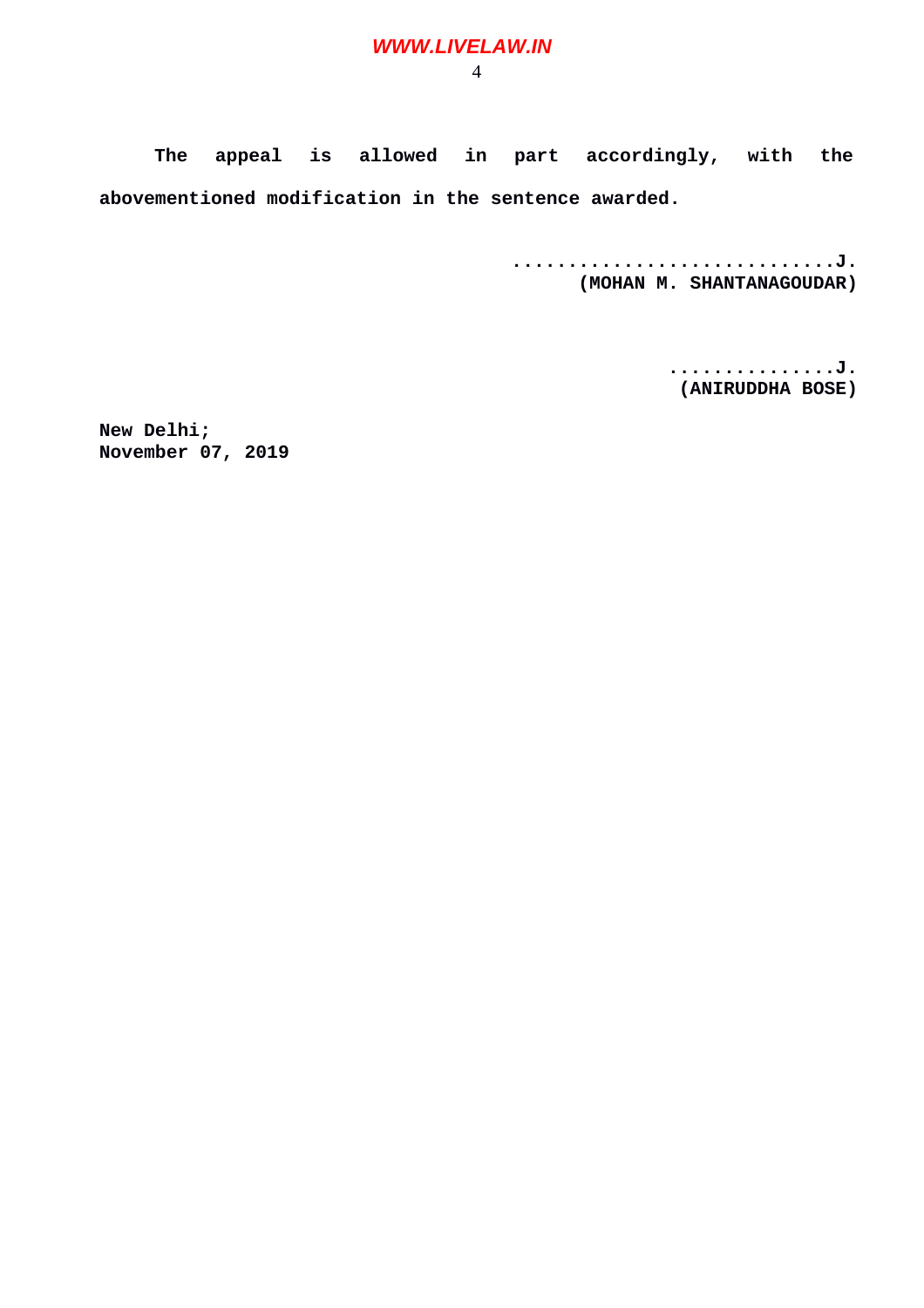**The appeal is allowed in part accordingly, with the abovementioned modification in the sentence awarded.**

**..............................J.**
**(MOHAN M. SHANTANAGOUDAR)**

**...............J.**
**(ANIRUDDHA BOSE)**

**New Delhi;**
**November 07, 2019**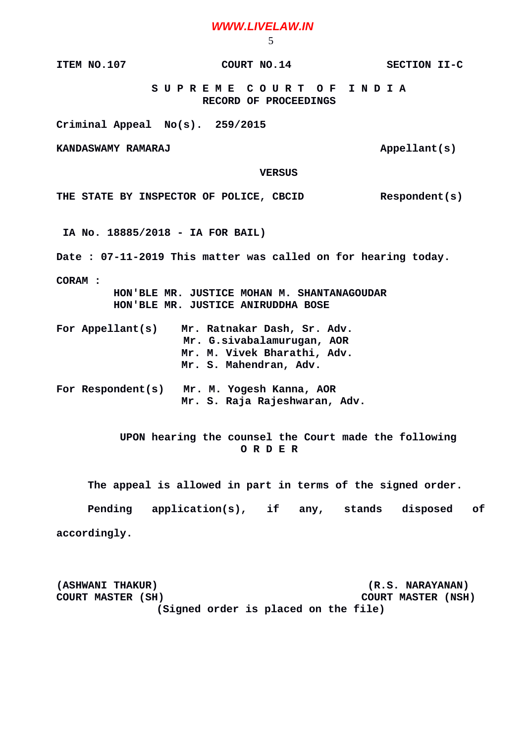ITEM NO.107 COURT NO.14 SECTION II-C

**S U P R E M E C O U R T O F I N D I A**
**RECORD OF PROCEEDINGS**

Criminal Appeal No(s). 259/2015

KANDASWAMY RAMARAJ Appellant(s)

VERSUS

THE STATE BY INSPECTOR OF POLICE, CBCID Respondent(s)

IA No. 18885/2018 - IA FOR BAIL)

Date : 07-11-2019 This matter was called on for hearing today.

CORAM :
HON'BLE MR. JUSTICE MOHAN M. SHANTANAGOUDAR
HON'BLE MR. JUSTICE ANIRUDDHA BOSE

For Appellant(s) Mr. Ratnakar Dash, Sr. Adv.
Mr. G.sivabalamurugan, AOR
Mr. M. Vivek Bharathi, Adv.
Mr. S. Mahendran, Adv.

For Respondent(s) Mr. M. Yogesh Kanna, AOR
Mr. S. Raja Rajeshwaran, Adv.

UPON hearing the counsel the Court made the following

**O R D E R**

The appeal is allowed in part in terms of the signed order.

Pending application(s), if any, stands disposed of accordingly.

(ASHWANI THAKUR) (R.S. NARAYANAN)
COURT MASTER (SH) COURT MASTER (NSH)
(Signed order is placed on the file)